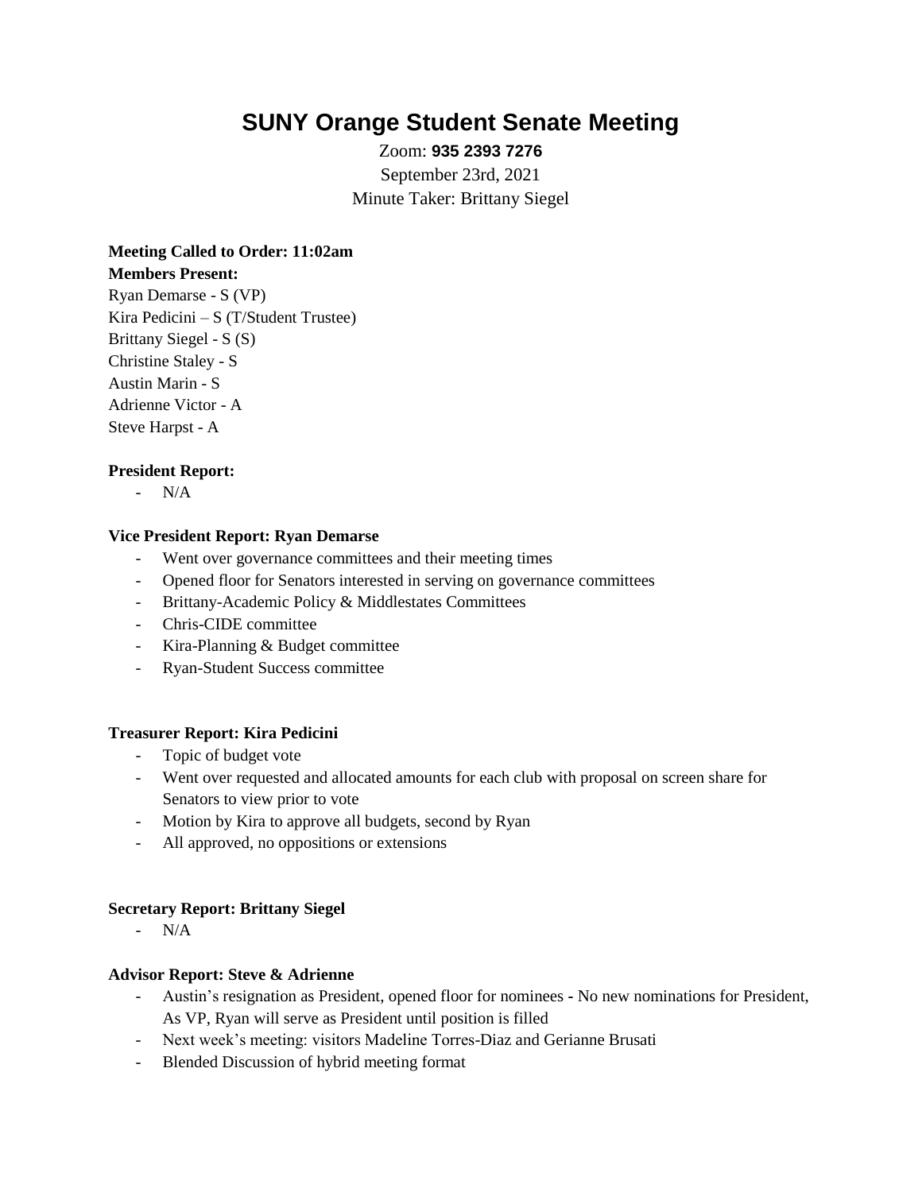# SUNY Orange Student Senate Meeting

Zoom: **935 2393 7276**

September 23rd, 2021

Minute Taker: Brittany Siegel

**Meeting Called to Order: 11:02am**

**Members Present:**

Ryan Demarse - S (VP)
Kira Pedicini – S (T/Student Trustee)
Brittany Siegel - S (S)
Christine Staley - S
Austin Marin - S
Adrienne Victor - A
Steve Harpst - A

**President Report:**

- N/A

**Vice President Report: Ryan Demarse**

- Went over governance committees and their meeting times
- Opened floor for Senators interested in serving on governance committees
- Brittany-Academic Policy & Middlestates Committees
- Chris-CIDE committee
- Kira-Planning & Budget committee
- Ryan-Student Success committee

**Treasurer Report: Kira Pedicini**

- Topic of budget vote
- Went over requested and allocated amounts for each club with proposal on screen share for Senators to view prior to vote
- Motion by Kira to approve all budgets, second by Ryan
- All approved, no oppositions or extensions

**Secretary Report: Brittany Siegel**

- N/A

**Advisor Report: Steve & Adrienne**

- Austin's resignation as President, opened floor for nominees - No new nominations for President, As VP, Ryan will serve as President until position is filled
- Next week's meeting: visitors Madeline Torres-Diaz and Gerianne Brusati
- Blended Discussion of hybrid meeting format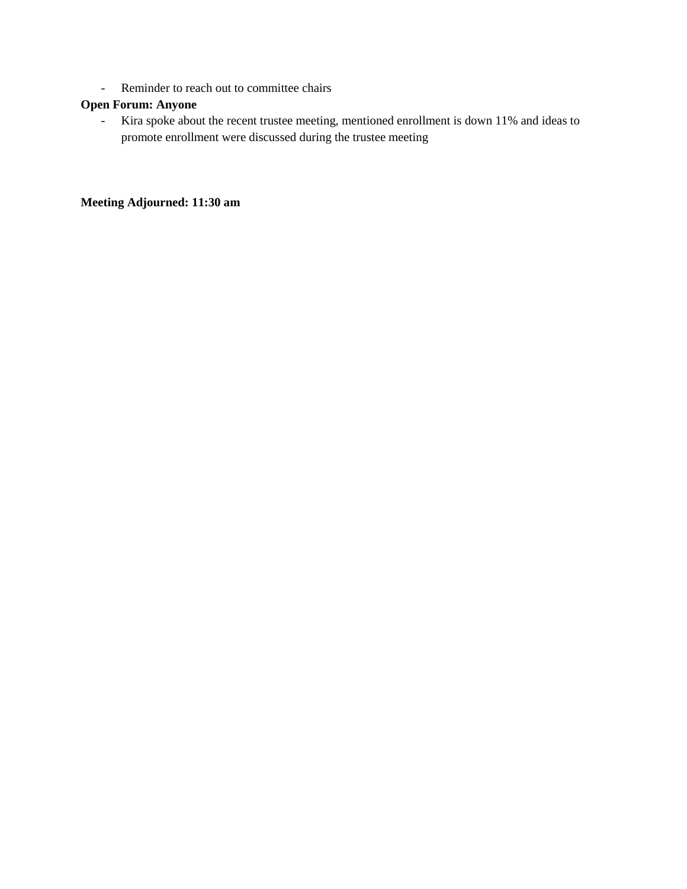- Reminder to reach out to committee chairs

**Open Forum: Anyone**

- Kira spoke about the recent trustee meeting, mentioned enrollment is down 11% and ideas to promote enrollment were discussed during the trustee meeting

**Meeting Adjourned: 11:30 am**